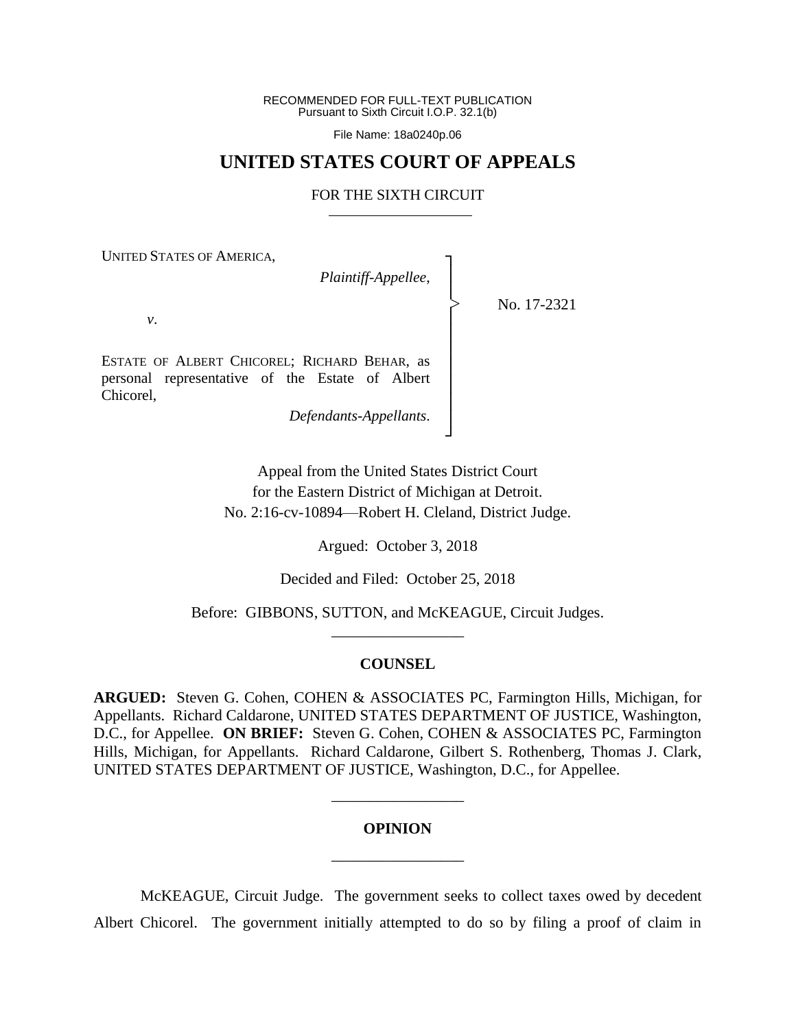RECOMMENDED FOR FULL-TEXT PUBLICATION
Pursuant to Sixth Circuit I.O.P. 32.1(b)

File Name: 18a0240p.06

# UNITED STATES COURT OF APPEALS

## FOR THE SIXTH CIRCUIT

UNITED STATES OF AMERICA,

*Plaintiff-Appellee,*

*v*.

ESTATE OF ALBERT CHICOREL; RICHARD BEHAR, as personal representative of the Estate of Albert Chicorel,

*Defendants-Appellants*.

No. 17-2321

Appeal from the United States District Court
for the Eastern District of Michigan at Detroit.
No. 2:16-cv-10894—Robert H. Cleland, District Judge.

Argued: October 3, 2018

Decided and Filed: October 25, 2018

Before: GIBBONS, SUTTON, and McKEAGUE, Circuit Judges.

---

**COUNSEL**

**ARGUED:** Steven G. Cohen, COHEN & ASSOCIATES PC, Farmington Hills, Michigan, for Appellants. Richard Caldarone, UNITED STATES DEPARTMENT OF JUSTICE, Washington, D.C., for Appellee. **ON BRIEF:** Steven G. Cohen, COHEN & ASSOCIATES PC, Farmington Hills, Michigan, for Appellants. Richard Caldarone, Gilbert S. Rothenberg, Thomas J. Clark, UNITED STATES DEPARTMENT OF JUSTICE, Washington, D.C., for Appellee.

---

**OPINION**

---

McKEAGUE, Circuit Judge. The government seeks to collect taxes owed by decedent Albert Chicorel. The government initially attempted to do so by filing a proof of claim in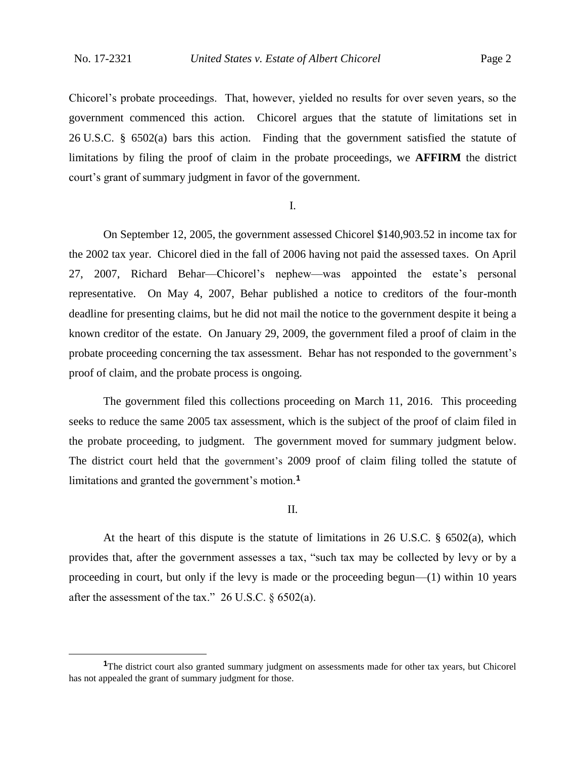Chicorel's probate proceedings. That, however, yielded no results for over seven years, so the government commenced this action. Chicorel argues that the statute of limitations set in 26 U.S.C. § 6502(a) bars this action. Finding that the government satisfied the statute of limitations by filing the proof of claim in the probate proceedings, we **AFFIRM** the district court's grant of summary judgment in favor of the government.

I.

On September 12, 2005, the government assessed Chicorel $140,903.52 in income tax for the 2002 tax year. Chicorel died in the fall of 2006 having not paid the assessed taxes. On April 27, 2007, Richard Behar—Chicorel's nephew—was appointed the estate's personal representative. On May 4, 2007, Behar published a notice to creditors of the four-month deadline for presenting claims, but he did not mail the notice to the government despite it being a known creditor of the estate. On January 29, 2009, the government filed a proof of claim in the probate proceeding concerning the tax assessment. Behar has not responded to the government's proof of claim, and the probate process is ongoing.

The government filed this collections proceeding on March 11, 2016. This proceeding seeks to reduce the same 2005 tax assessment, which is the subject of the proof of claim filed in the probate proceeding, to judgment. The government moved for summary judgment below. The district court held that the government's 2009 proof of claim filing tolled the statute of limitations and granted the government's motion.[1]

II.

At the heart of this dispute is the statute of limitations in 26 U.S.C. § 6502(a), which provides that, after the government assesses a tax, "such tax may be collected by levy or by a proceeding in court, but only if the levy is made or the proceeding begun—(1) within 10 years after the assessment of the tax." 26 U.S.C. § 6502(a).

[1] The district court also granted summary judgment on assessments made for other tax years, but Chicorel has not appealed the grant of summary judgment for those.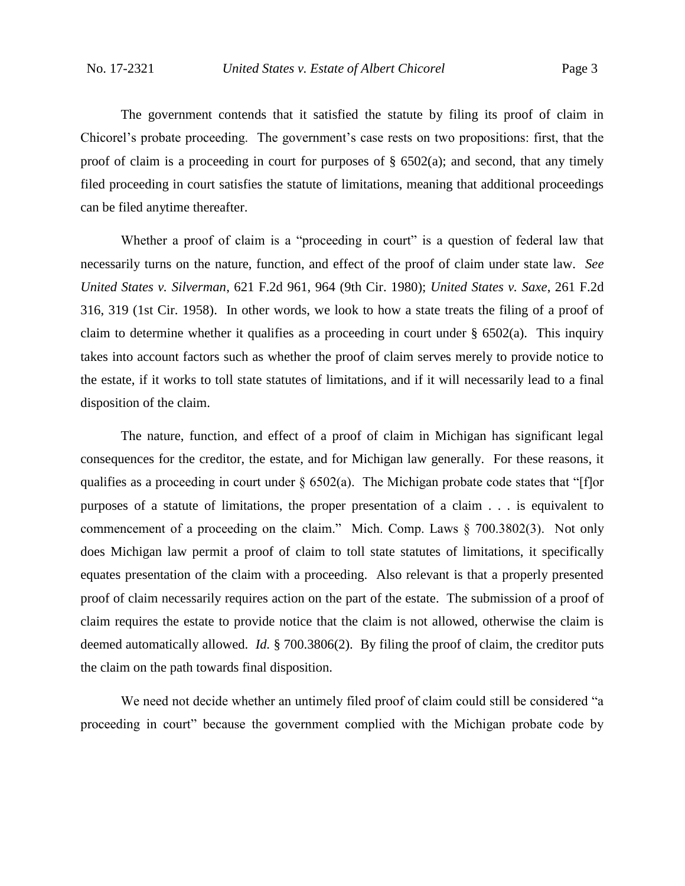The government contends that it satisfied the statute by filing its proof of claim in Chicorel's probate proceeding. The government's case rests on two propositions: first, that the proof of claim is a proceeding in court for purposes of § 6502(a); and second, that any timely filed proceeding in court satisfies the statute of limitations, meaning that additional proceedings can be filed anytime thereafter.

Whether a proof of claim is a "proceeding in court" is a question of federal law that necessarily turns on the nature, function, and effect of the proof of claim under state law. *See United States v. Silverman*, 621 F.2d 961, 964 (9th Cir. 1980); *United States v. Saxe*, 261 F.2d 316, 319 (1st Cir. 1958). In other words, we look to how a state treats the filing of a proof of claim to determine whether it qualifies as a proceeding in court under § 6502(a). This inquiry takes into account factors such as whether the proof of claim serves merely to provide notice to the estate, if it works to toll state statutes of limitations, and if it will necessarily lead to a final disposition of the claim.

The nature, function, and effect of a proof of claim in Michigan has significant legal consequences for the creditor, the estate, and for Michigan law generally. For these reasons, it qualifies as a proceeding in court under § 6502(a). The Michigan probate code states that "[f]or purposes of a statute of limitations, the proper presentation of a claim . . . is equivalent to commencement of a proceeding on the claim." Mich. Comp. Laws § 700.3802(3). Not only does Michigan law permit a proof of claim to toll state statutes of limitations, it specifically equates presentation of the claim with a proceeding. Also relevant is that a properly presented proof of claim necessarily requires action on the part of the estate. The submission of a proof of claim requires the estate to provide notice that the claim is not allowed, otherwise the claim is deemed automatically allowed. *Id.* § 700.3806(2). By filing the proof of claim, the creditor puts the claim on the path towards final disposition.

We need not decide whether an untimely filed proof of claim could still be considered "a proceeding in court" because the government complied with the Michigan probate code by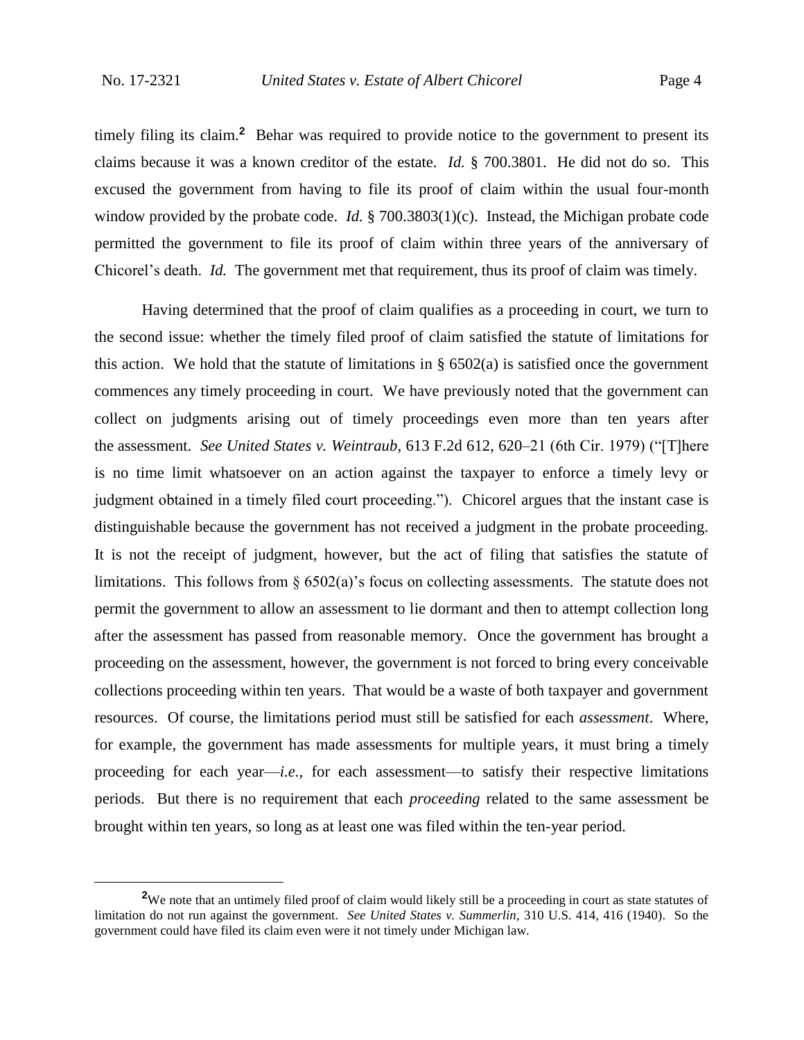timely filing its claim.[2] Behar was required to provide notice to the government to present its claims because it was a known creditor of the estate. *Id.* § 700.3801. He did not do so. This excused the government from having to file its proof of claim within the usual four-month window provided by the probate code. *Id.* § 700.3803(1)(c). Instead, the Michigan probate code permitted the government to file its proof of claim within three years of the anniversary of Chicorel's death. *Id.* The government met that requirement, thus its proof of claim was timely.

Having determined that the proof of claim qualifies as a proceeding in court, we turn to the second issue: whether the timely filed proof of claim satisfied the statute of limitations for this action. We hold that the statute of limitations in § 6502(a) is satisfied once the government commences any timely proceeding in court. We have previously noted that the government can collect on judgments arising out of timely proceedings even more than ten years after the assessment. *See United States v. Weintraub*, 613 F.2d 612, 620–21 (6th Cir. 1979) ("[T]here is no time limit whatsoever on an action against the taxpayer to enforce a timely levy or judgment obtained in a timely filed court proceeding."). Chicorel argues that the instant case is distinguishable because the government has not received a judgment in the probate proceeding. It is not the receipt of judgment, however, but the act of filing that satisfies the statute of limitations. This follows from § 6502(a)'s focus on collecting assessments. The statute does not permit the government to allow an assessment to lie dormant and then to attempt collection long after the assessment has passed from reasonable memory. Once the government has brought a proceeding on the assessment, however, the government is not forced to bring every conceivable collections proceeding within ten years. That would be a waste of both taxpayer and government resources. Of course, the limitations period must still be satisfied for each *assessment*. Where, for example, the government has made assessments for multiple years, it must bring a timely proceeding for each year—*i.e.*, for each assessment—to satisfy their respective limitations periods. But there is no requirement that each *proceeding* related to the same assessment be brought within ten years, so long as at least one was filed within the ten-year period.

---

[2] We note that an untimely filed proof of claim would likely still be a proceeding in court as state statutes of limitation do not run against the government. *See United States v. Summerlin*, 310 U.S. 414, 416 (1940). So the government could have filed its claim even were it not timely under Michigan law.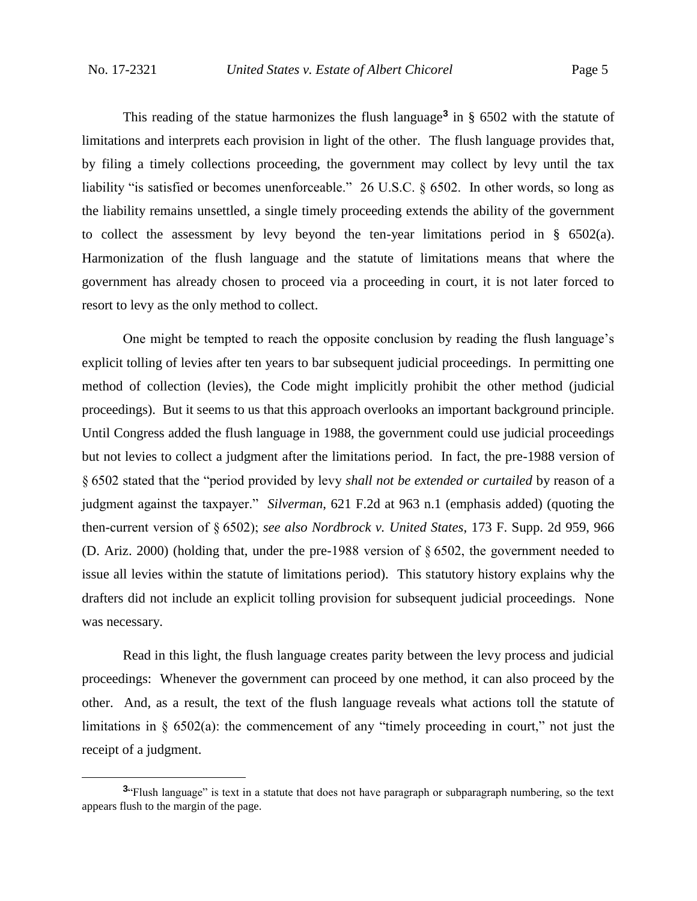This reading of the statue harmonizes the flush language[3] in § 6502 with the statute of limitations and interprets each provision in light of the other. The flush language provides that, by filing a timely collections proceeding, the government may collect by levy until the tax liability "is satisfied or becomes unenforceable." 26 U.S.C. § 6502. In other words, so long as the liability remains unsettled, a single timely proceeding extends the ability of the government to collect the assessment by levy beyond the ten-year limitations period in § 6502(a). Harmonization of the flush language and the statute of limitations means that where the government has already chosen to proceed via a proceeding in court, it is not later forced to resort to levy as the only method to collect.

One might be tempted to reach the opposite conclusion by reading the flush language's explicit tolling of levies after ten years to bar subsequent judicial proceedings. In permitting one method of collection (levies), the Code might implicitly prohibit the other method (judicial proceedings). But it seems to us that this approach overlooks an important background principle. Until Congress added the flush language in 1988, the government could use judicial proceedings but not levies to collect a judgment after the limitations period. In fact, the pre-1988 version of § 6502 stated that the "period provided by levy *shall not be extended or curtailed* by reason of a judgment against the taxpayer." *Silverman*, 621 F.2d at 963 n.1 (emphasis added) (quoting the then-current version of § 6502); *see also Nordbrock v. United States*, 173 F. Supp. 2d 959, 966 (D. Ariz. 2000) (holding that, under the pre-1988 version of § 6502, the government needed to issue all levies within the statute of limitations period). This statutory history explains why the drafters did not include an explicit tolling provision for subsequent judicial proceedings. None was necessary.

Read in this light, the flush language creates parity between the levy process and judicial proceedings: Whenever the government can proceed by one method, it can also proceed by the other. And, as a result, the text of the flush language reveals what actions toll the statute of limitations in § 6502(a): the commencement of any "timely proceeding in court," not just the receipt of a judgment.

[3] "Flush language" is text in a statute that does not have paragraph or subparagraph numbering, so the text appears flush to the margin of the page.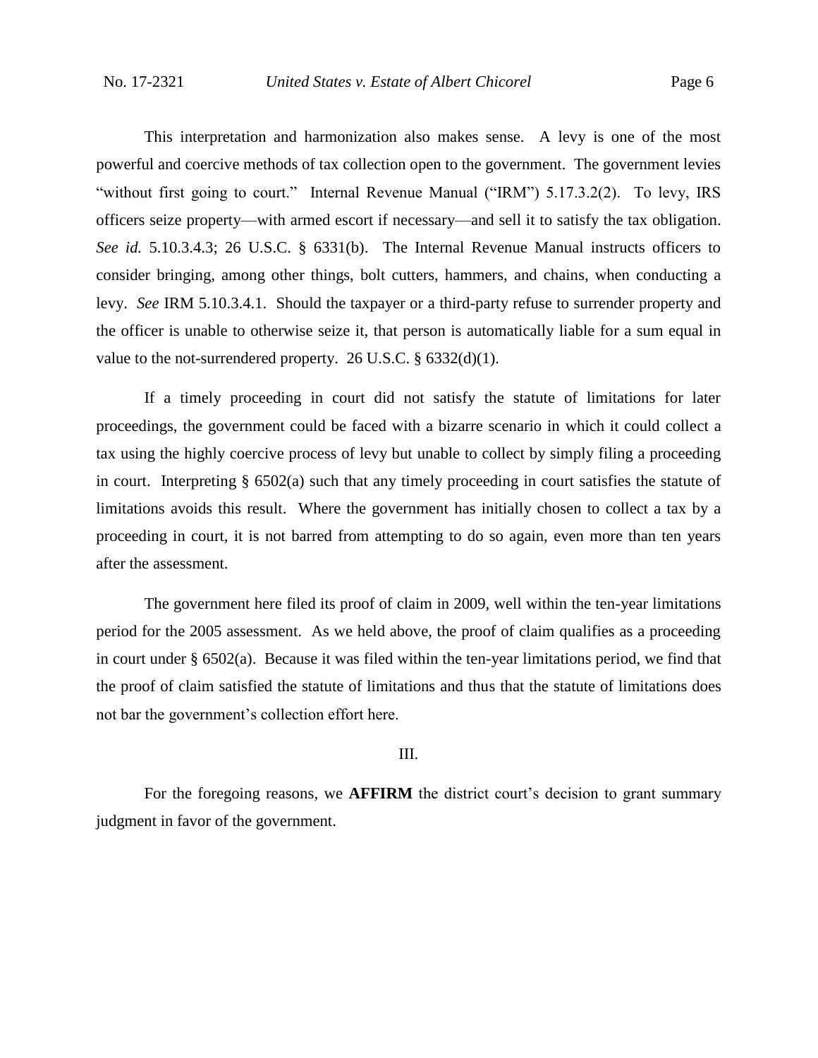This interpretation and harmonization also makes sense. A levy is one of the most powerful and coercive methods of tax collection open to the government. The government levies "without first going to court." Internal Revenue Manual ("IRM") 5.17.3.2(2). To levy, IRS officers seize property—with armed escort if necessary—and sell it to satisfy the tax obligation. *See id.* 5.10.3.4.3; 26 U.S.C. § 6331(b). The Internal Revenue Manual instructs officers to consider bringing, among other things, bolt cutters, hammers, and chains, when conducting a levy. *See* IRM 5.10.3.4.1. Should the taxpayer or a third-party refuse to surrender property and the officer is unable to otherwise seize it, that person is automatically liable for a sum equal in value to the not-surrendered property. 26 U.S.C. § 6332(d)(1).

If a timely proceeding in court did not satisfy the statute of limitations for later proceedings, the government could be faced with a bizarre scenario in which it could collect a tax using the highly coercive process of levy but unable to collect by simply filing a proceeding in court. Interpreting § 6502(a) such that any timely proceeding in court satisfies the statute of limitations avoids this result. Where the government has initially chosen to collect a tax by a proceeding in court, it is not barred from attempting to do so again, even more than ten years after the assessment.

The government here filed its proof of claim in 2009, well within the ten-year limitations period for the 2005 assessment. As we held above, the proof of claim qualifies as a proceeding in court under § 6502(a). Because it was filed within the ten-year limitations period, we find that the proof of claim satisfied the statute of limitations and thus that the statute of limitations does not bar the government's collection effort here.

III.

For the foregoing reasons, we **AFFIRM** the district court's decision to grant summary judgment in favor of the government.